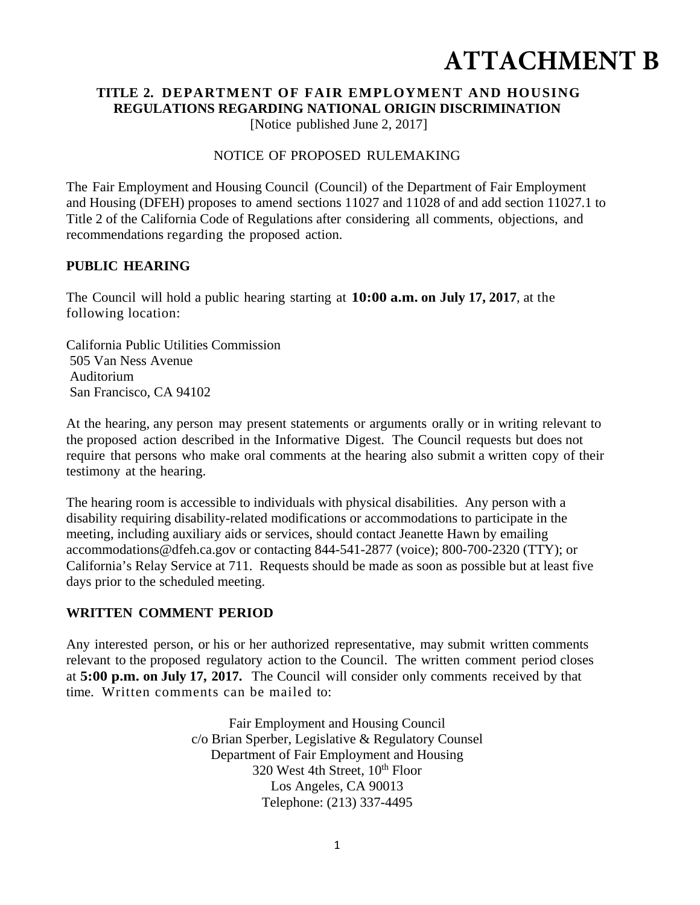# ATTACHMENT B

**TITLE 2. DEPARTMENT OF FAIR EMPLOYMENT AND HOUSING**
**REGULATIONS REGARDING NATIONAL ORIGIN DISCRIMINATION**
[Notice published June 2, 2017]

NOTICE OF PROPOSED RULEMAKING

The Fair Employment and Housing Council (Council) of the Department of Fair Employment and Housing (DFEH) proposes to amend sections 11027 and 11028 of and add section 11027.1 to Title 2 of the California Code of Regulations after considering all comments, objections, and recommendations regarding the proposed action.

## PUBLIC HEARING

The Council will hold a public hearing starting at **10:00 a.m. on July 17, 2017**, at the following location:

California Public Utilities Commission
505 Van Ness Avenue
Auditorium
San Francisco, CA 94102

At the hearing, any person may present statements or arguments orally or in writing relevant to the proposed action described in the Informative Digest. The Council requests but does not require that persons who make oral comments at the hearing also submit a written copy of their testimony at the hearing.

The hearing room is accessible to individuals with physical disabilities. Any person with a disability requiring disability-related modifications or accommodations to participate in the meeting, including auxiliary aids or services, should contact Jeanette Hawn by emailing accommodations@dfeh.ca.gov or contacting 844-541-2877 (voice); 800-700-2320 (TTY); or California's Relay Service at 711. Requests should be made as soon as possible but at least five days prior to the scheduled meeting.

## WRITTEN COMMENT PERIOD

Any interested person, or his or her authorized representative, may submit written comments relevant to the proposed regulatory action to the Council. The written comment period closes at **5:00 p.m. on July 17, 2017.** The Council will consider only comments received by that time. Written comments can be mailed to:

Fair Employment and Housing Council
c/o Brian Sperber, Legislative & Regulatory Counsel
Department of Fair Employment and Housing
320 West 4th Street, 10th Floor
Los Angeles, CA 90013
Telephone: (213) 337-4495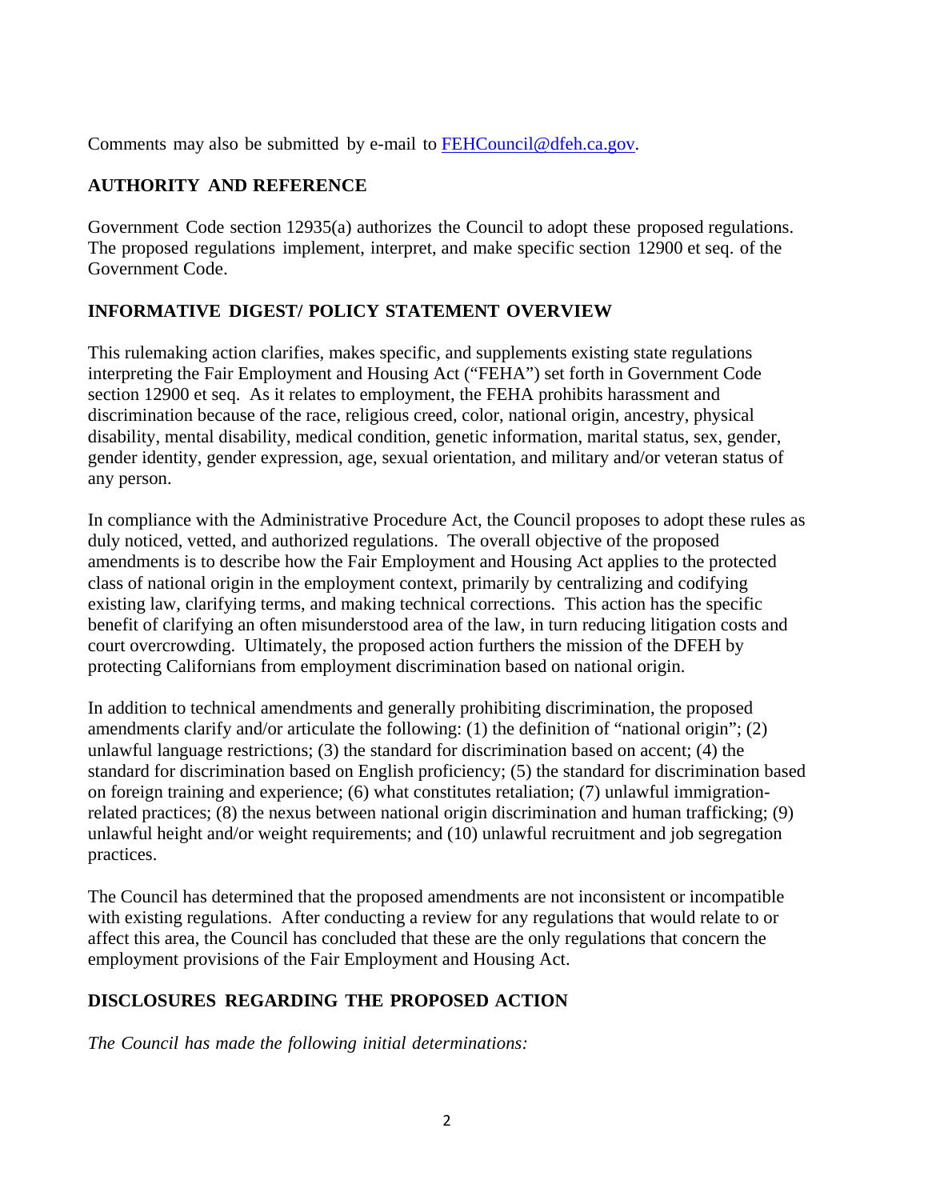Comments may also be submitted by e-mail to [FEHCouncil@dfeh.ca.gov](mailto:FEHCouncil@dfeh.ca.gov).

## AUTHORITY AND REFERENCE

Government Code section 12935(a) authorizes the Council to adopt these proposed regulations. The proposed regulations implement, interpret, and make specific section 12900 et seq. of the Government Code.

## INFORMATIVE DIGEST/ POLICY STATEMENT OVERVIEW

This rulemaking action clarifies, makes specific, and supplements existing state regulations interpreting the Fair Employment and Housing Act ("FEHA") set forth in Government Code section 12900 et seq. As it relates to employment, the FEHA prohibits harassment and discrimination because of the race, religious creed, color, national origin, ancestry, physical disability, mental disability, medical condition, genetic information, marital status, sex, gender, gender identity, gender expression, age, sexual orientation, and military and/or veteran status of any person.

In compliance with the Administrative Procedure Act, the Council proposes to adopt these rules as duly noticed, vetted, and authorized regulations. The overall objective of the proposed amendments is to describe how the Fair Employment and Housing Act applies to the protected class of national origin in the employment context, primarily by centralizing and codifying existing law, clarifying terms, and making technical corrections. This action has the specific benefit of clarifying an often misunderstood area of the law, in turn reducing litigation costs and court overcrowding. Ultimately, the proposed action furthers the mission of the DFEH by protecting Californians from employment discrimination based on national origin.

In addition to technical amendments and generally prohibiting discrimination, the proposed amendments clarify and/or articulate the following: (1) the definition of "national origin"; (2) unlawful language restrictions; (3) the standard for discrimination based on accent; (4) the standard for discrimination based on English proficiency; (5) the standard for discrimination based on foreign training and experience; (6) what constitutes retaliation; (7) unlawful immigration-related practices; (8) the nexus between national origin discrimination and human trafficking; (9) unlawful height and/or weight requirements; and (10) unlawful recruitment and job segregation practices.

The Council has determined that the proposed amendments are not inconsistent or incompatible with existing regulations. After conducting a review for any regulations that would relate to or affect this area, the Council has concluded that these are the only regulations that concern the employment provisions of the Fair Employment and Housing Act.

## DISCLOSURES REGARDING THE PROPOSED ACTION

*The Council has made the following initial determinations:*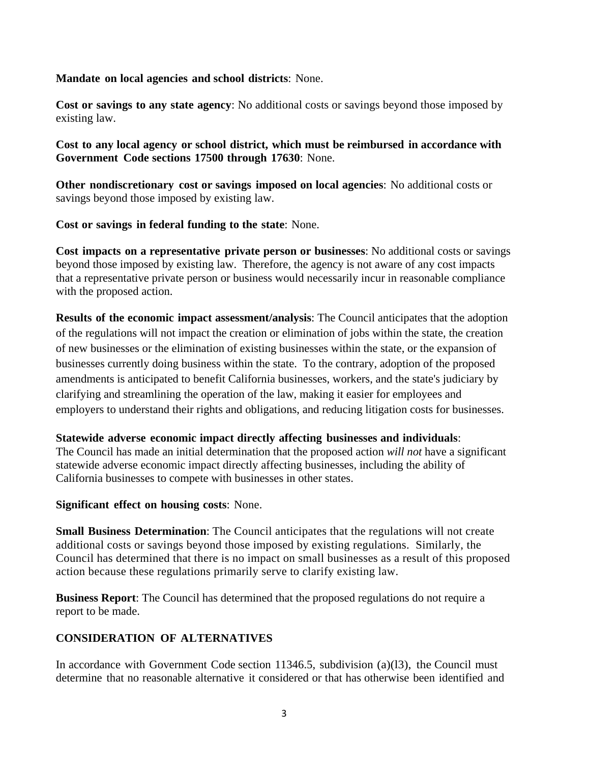**Mandate on local agencies and school districts**: None.

**Cost or savings to any state agency**: No additional costs or savings beyond those imposed by existing law.

**Cost to any local agency or school district, which must be reimbursed in accordance with Government Code sections 17500 through 17630**: None.

**Other nondiscretionary cost or savings imposed on local agencies**: No additional costs or savings beyond those imposed by existing law.

**Cost or savings in federal funding to the state**: None.

**Cost impacts on a representative private person or businesses**: No additional costs or savings beyond those imposed by existing law. Therefore, the agency is not aware of any cost impacts that a representative private person or business would necessarily incur in reasonable compliance with the proposed action.

**Results of the economic impact assessment/analysis**: The Council anticipates that the adoption of the regulations will not impact the creation or elimination of jobs within the state, the creation of new businesses or the elimination of existing businesses within the state, or the expansion of businesses currently doing business within the state. To the contrary, adoption of the proposed amendments is anticipated to benefit California businesses, workers, and the state's judiciary by clarifying and streamlining the operation of the law, making it easier for employees and employers to understand their rights and obligations, and reducing litigation costs for businesses.

**Statewide adverse economic impact directly affecting businesses and individuals**: The Council has made an initial determination that the proposed action *will not* have a significant statewide adverse economic impact directly affecting businesses, including the ability of California businesses to compete with businesses in other states.

**Significant effect on housing costs**: None.

**Small Business Determination**: The Council anticipates that the regulations will not create additional costs or savings beyond those imposed by existing regulations. Similarly, the Council has determined that there is no impact on small businesses as a result of this proposed action because these regulations primarily serve to clarify existing law.

**Business Report**: The Council has determined that the proposed regulations do not require a report to be made.

## CONSIDERATION OF ALTERNATIVES

In accordance with Government Code section 11346.5, subdivision (a)(l3), the Council must determine that no reasonable alternative it considered or that has otherwise been identified and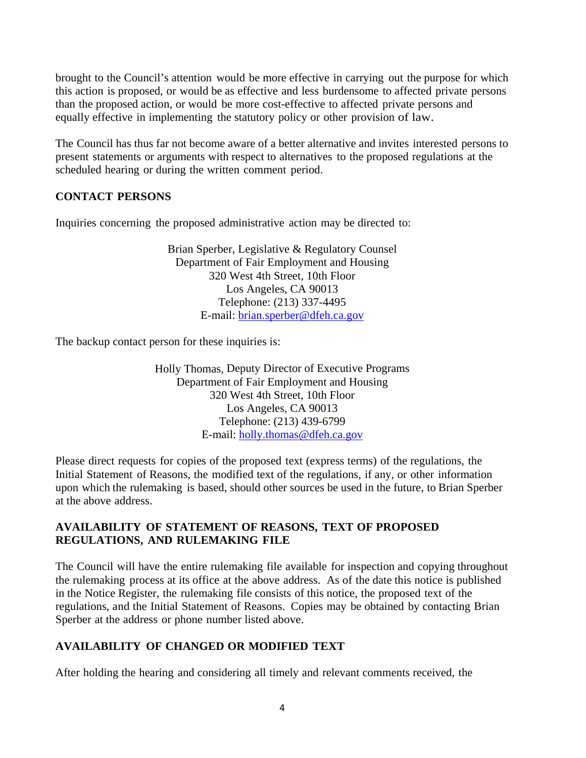brought to the Council's attention would be more effective in carrying out the purpose for which this action is proposed, or would be as effective and less burdensome to affected private persons than the proposed action, or would be more cost-effective to affected private persons and equally effective in implementing the statutory policy or other provision of law.

The Council has thus far not become aware of a better alternative and invites interested persons to present statements or arguments with respect to alternatives to the proposed regulations at the scheduled hearing or during the written comment period.

**CONTACT PERSONS**

Inquiries concerning the proposed administrative action may be directed to:

Brian Sperber, Legislative & Regulatory Counsel
Department of Fair Employment and Housing
320 West 4th Street, 10th Floor
Los Angeles, CA 90013
Telephone: (213) 337-4495
E-mail: brian.sperber@dfeh.ca.gov

The backup contact person for these inquiries is:

Holly Thomas, Deputy Director of Executive Programs
Department of Fair Employment and Housing
320 West 4th Street, 10th Floor
Los Angeles, CA 90013
Telephone: (213) 439-6799
E-mail: holly.thomas@dfeh.ca.gov

Please direct requests for copies of the proposed text (express terms) of the regulations, the Initial Statement of Reasons, the modified text of the regulations, if any, or other information upon which the rulemaking is based, should other sources be used in the future, to Brian Sperber at the above address.

**AVAILABILITY OF STATEMENT OF REASONS, TEXT OF PROPOSED REGULATIONS, AND RULEMAKING FILE**

The Council will have the entire rulemaking file available for inspection and copying throughout the rulemaking process at its office at the above address. As of the date this notice is published in the Notice Register, the rulemaking file consists of this notice, the proposed text of the regulations, and the Initial Statement of Reasons. Copies may be obtained by contacting Brian Sperber at the address or phone number listed above.

**AVAILABILITY OF CHANGED OR MODIFIED TEXT**

After holding the hearing and considering all timely and relevant comments received, the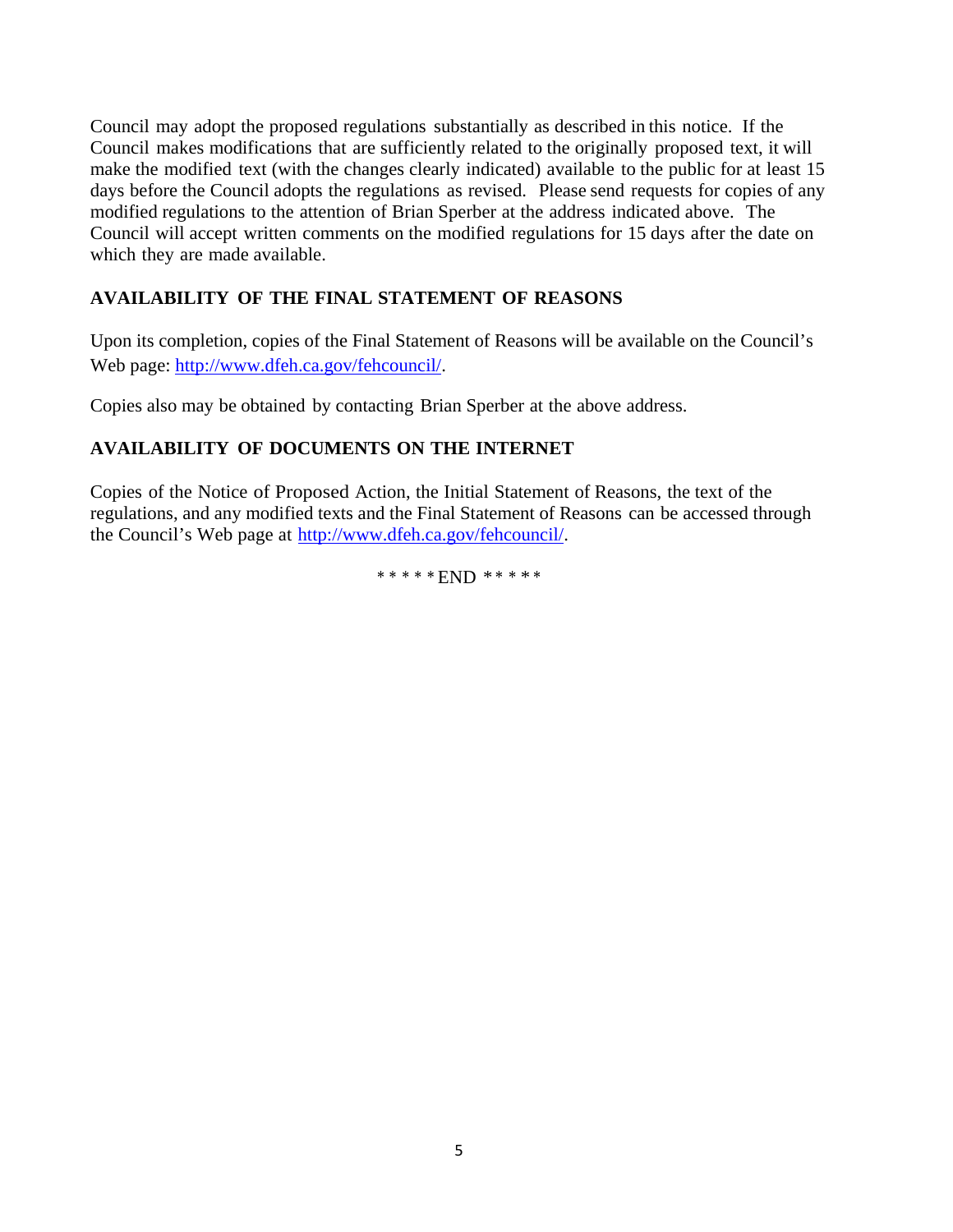Council may adopt the proposed regulations substantially as described in this notice. If the Council makes modifications that are sufficiently related to the originally proposed text, it will make the modified text (with the changes clearly indicated) available to the public for at least 15 days before the Council adopts the regulations as revised. Please send requests for copies of any modified regulations to the attention of Brian Sperber at the address indicated above. The Council will accept written comments on the modified regulations for 15 days after the date on which they are made available.

## AVAILABILITY OF THE FINAL STATEMENT OF REASONS

Upon its completion, copies of the Final Statement of Reasons will be available on the Council's Web page: http://www.dfeh.ca.gov/fehcouncil/.

Copies also may be obtained by contacting Brian Sperber at the above address.

## AVAILABILITY OF DOCUMENTS ON THE INTERNET

Copies of the Notice of Proposed Action, the Initial Statement of Reasons, the text of the regulations, and any modified texts and the Final Statement of Reasons can be accessed through the Council's Web page at http://www.dfeh.ca.gov/fehcouncil/.

\* \* \* \* \* END \* \* \* \* \*